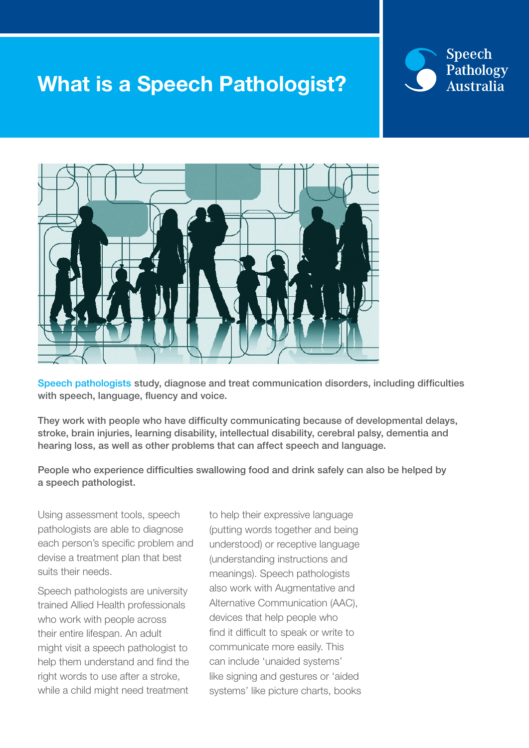# What is a Speech Pathologist?

Speech Pathology Australia

**Speech pathologists study, diagnose and treat communication disorders, including difficulties with speech, language, fluency and voice.**

**They work with people who have difficulty communicating because of developmental delays, stroke, brain injuries, learning disability, intellectual disability, cerebral palsy, dementia and hearing loss, as well as other problems that can affect speech and language.**

**People who experience difficulties swallowing food and drink safely can also be helped by a speech pathologist.**

Using assessment tools, speech pathologists are able to diagnose each person's specific problem and devise a treatment plan that best suits their needs.

Speech pathologists are university trained Allied Health professionals who work with people across their entire lifespan. An adult might visit a speech pathologist to help them understand and find the right words to use after a stroke, while a child might need treatment to help their expressive language (putting words together and being understood) or receptive language (understanding instructions and meanings). Speech pathologists also work with Augmentative and Alternative Communication (AAC), devices that help people who find it difficult to speak or write to communicate more easily. This can include 'unaided systems' like signing and gestures or 'aided systems' like picture charts, books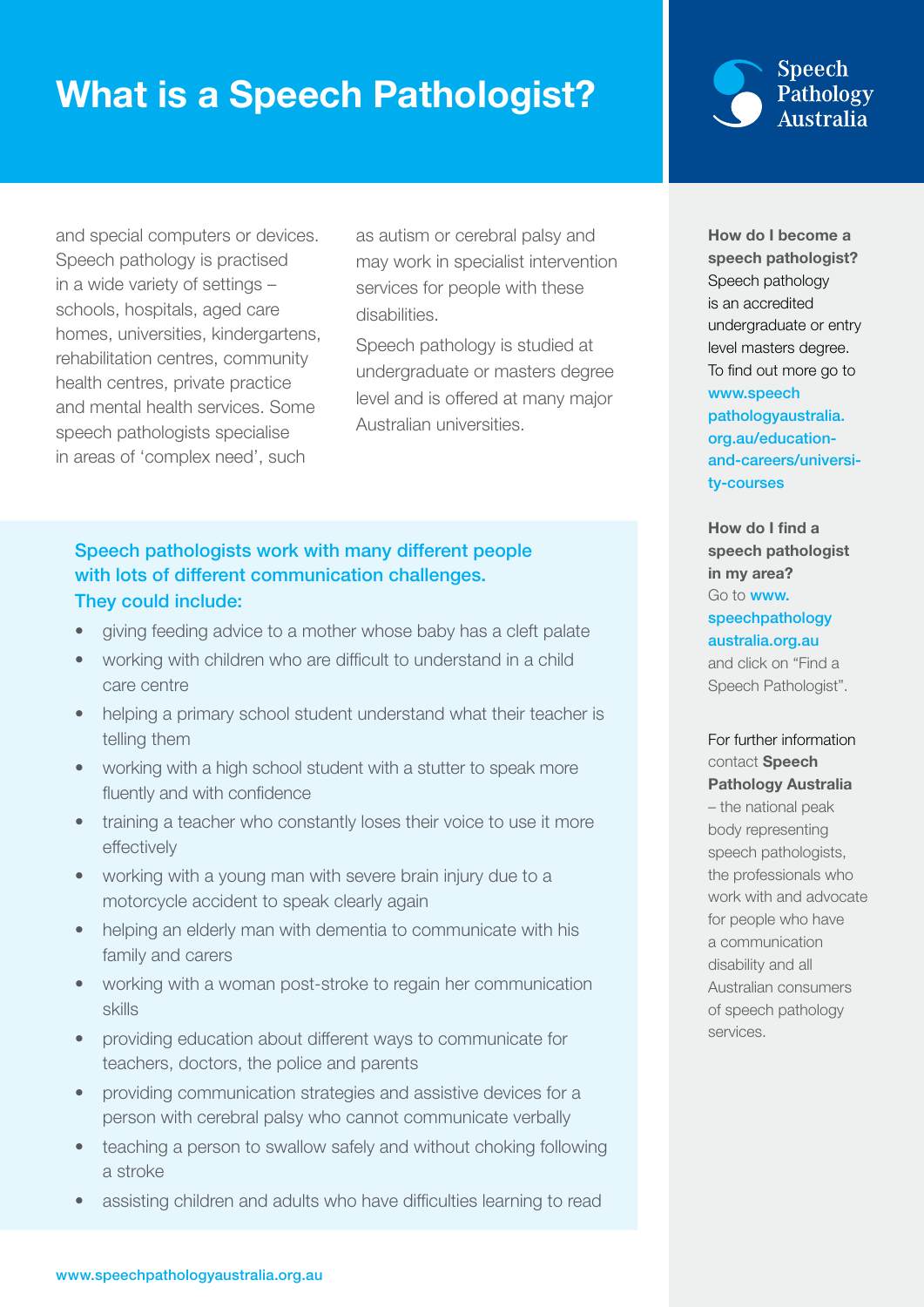# What is a Speech Pathologist?

and special computers or devices. Speech pathology is practised in a wide variety of settings – schools, hospitals, aged care homes, universities, kindergartens, rehabilitation centres, community health centres, private practice and mental health services. Some speech pathologists specialise in areas of 'complex need', such as autism or cerebral palsy and may work in specialist intervention services for people with these disabilities.

Speech pathology is studied at undergraduate or masters degree level and is offered at many major Australian universities.

**Speech pathologists work with many different people with lots of different communication challenges. They could include:**

- giving feeding advice to a mother whose baby has a cleft palate
- working with children who are difficult to understand in a child care centre
- helping a primary school student understand what their teacher is telling them
- working with a high school student with a stutter to speak more fluently and with confidence
- training a teacher who constantly loses their voice to use it more effectively
- working with a young man with severe brain injury due to a motorcycle accident to speak clearly again
- helping an elderly man with dementia to communicate with his family and carers
- working with a woman post-stroke to regain her communication skills
- providing education about different ways to communicate for teachers, doctors, the police and parents
- providing communication strategies and assistive devices for a person with cerebral palsy who cannot communicate verbally
- teaching a person to swallow safely and without choking following a stroke
- assisting children and adults who have difficulties learning to read

**How do I become a speech pathologist?**
Speech pathology is an accredited undergraduate or entry level masters degree. To find out more go to **www.speechpathologyaustralia.org.au/education-and-careers/university-courses**

**How do I find a speech pathologist in my area?**
Go to **www.speechpathologyaustralia.org.au** and click on "Find a Speech Pathologist".

For further information contact **Speech Pathology Australia** – the national peak body representing speech pathologists, the professionals who work with and advocate for people who have a communication disability and all Australian consumers of speech pathology services.